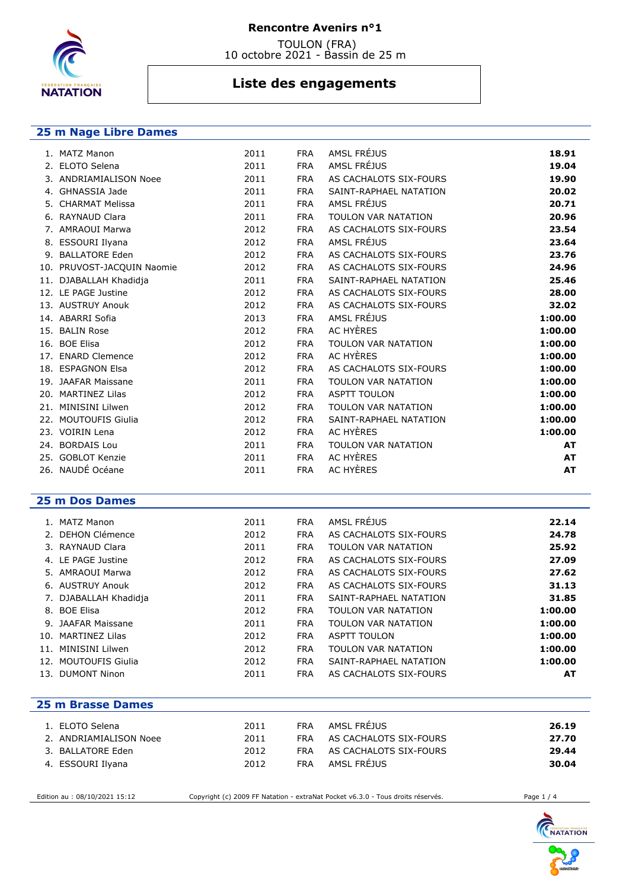**Rencontre Avenirs n°1**

TOULON (FRA)
10 octobre 2021 - Bassin de 25 m

# Liste des engagements

## 25 m Nage Libre Dames

| | Nom | Année | Nat. | Club | Temps |
|---|---|---|---|---|---|
| 1. | MATZ Manon | 2011 | FRA | AMSL FRÉJUS | **18.91** |
| 2. | ELOTO Selena | 2011 | FRA | AMSL FRÉJUS | **19.04** |
| 3. | ANDRIAMIALISON Noee | 2011 | FRA | AS CACHALOTS SIX-FOURS | **19.90** |
| 4. | GHNASSIA Jade | 2011 | FRA | SAINT-RAPHAEL NATATION | **20.02** |
| 5. | CHARMAT Melissa | 2011 | FRA | AMSL FRÉJUS | **20.71** |
| 6. | RAYNAUD Clara | 2011 | FRA | TOULON VAR NATATION | **20.96** |
| 7. | AMRAOUI Marwa | 2012 | FRA | AS CACHALOTS SIX-FOURS | **23.54** |
| 8. | ESSOURI Ilyana | 2012 | FRA | AMSL FRÉJUS | **23.64** |
| 9. | BALLATORE Eden | 2012 | FRA | AS CACHALOTS SIX-FOURS | **23.76** |
| 10. | PRUVOST-JACQUIN Naomie | 2012 | FRA | AS CACHALOTS SIX-FOURS | **24.96** |
| 11. | DJABALLAH Khadidja | 2011 | FRA | SAINT-RAPHAEL NATATION | **25.46** |
| 12. | LE PAGE Justine | 2012 | FRA | AS CACHALOTS SIX-FOURS | **28.00** |
| 13. | AUSTRUY Anouk | 2012 | FRA | AS CACHALOTS SIX-FOURS | **32.02** |
| 14. | ABARRI Sofia | 2013 | FRA | AMSL FRÉJUS | **1:00.00** |
| 15. | BALIN Rose | 2012 | FRA | AC HYÈRES | **1:00.00** |
| 16. | BOE Elisa | 2012 | FRA | TOULON VAR NATATION | **1:00.00** |
| 17. | ENARD Clemence | 2012 | FRA | AC HYÈRES | **1:00.00** |
| 18. | ESPAGNON Elsa | 2012 | FRA | AS CACHALOTS SIX-FOURS | **1:00.00** |
| 19. | JAAFAR Maissane | 2011 | FRA | TOULON VAR NATATION | **1:00.00** |
| 20. | MARTINEZ Lilas | 2012 | FRA | ASPTT TOULON | **1:00.00** |
| 21. | MINISINI Lilwen | 2012 | FRA | TOULON VAR NATATION | **1:00.00** |
| 22. | MOUTOUFIS Giulia | 2012 | FRA | SAINT-RAPHAEL NATATION | **1:00.00** |
| 23. | VOIRIN Lena | 2012 | FRA | AC HYÈRES | **1:00.00** |
| 24. | BORDAIS Lou | 2011 | FRA | TOULON VAR NATATION | **AT** |
| 25. | GOBLOT Kenzie | 2011 | FRA | AC HYÈRES | **AT** |
| 26. | NAUDÉ Océane | 2011 | FRA | AC HYÈRES | **AT** |

## 25 m Dos Dames

| | Nom | Année | Nat. | Club | Temps |
|---|---|---|---|---|---|
| 1. | MATZ Manon | 2011 | FRA | AMSL FRÉJUS | **22.14** |
| 2. | DEHON Clémence | 2012 | FRA | AS CACHALOTS SIX-FOURS | **24.78** |
| 3. | RAYNAUD Clara | 2011 | FRA | TOULON VAR NATATION | **25.92** |
| 4. | LE PAGE Justine | 2012 | FRA | AS CACHALOTS SIX-FOURS | **27.09** |
| 5. | AMRAOUI Marwa | 2012 | FRA | AS CACHALOTS SIX-FOURS | **27.62** |
| 6. | AUSTRUY Anouk | 2012 | FRA | AS CACHALOTS SIX-FOURS | **31.13** |
| 7. | DJABALLAH Khadidja | 2011 | FRA | SAINT-RAPHAEL NATATION | **31.85** |
| 8. | BOE Elisa | 2012 | FRA | TOULON VAR NATATION | **1:00.00** |
| 9. | JAAFAR Maissane | 2011 | FRA | TOULON VAR NATATION | **1:00.00** |
| 10. | MARTINEZ Lilas | 2012 | FRA | ASPTT TOULON | **1:00.00** |
| 11. | MINISINI Lilwen | 2012 | FRA | TOULON VAR NATATION | **1:00.00** |
| 12. | MOUTOUFIS Giulia | 2012 | FRA | SAINT-RAPHAEL NATATION | **1:00.00** |
| 13. | DUMONT Ninon | 2011 | FRA | AS CACHALOTS SIX-FOURS | **AT** |

## 25 m Brasse Dames

| | Nom | Année | Nat. | Club | Temps |
|---|---|---|---|---|---|
| 1. | ELOTO Selena | 2011 | FRA | AMSL FRÉJUS | **26.19** |
| 2. | ANDRIAMIALISON Noee | 2011 | FRA | AS CACHALOTS SIX-FOURS | **27.70** |
| 3. | BALLATORE Eden | 2012 | FRA | AS CACHALOTS SIX-FOURS | **29.44** |
| 4. | ESSOURI Ilyana | 2012 | FRA | AMSL FRÉJUS | **30.04** |

Edition au : 08/10/2021 15:12 — Copyright (c) 2009 FF Natation - extraNat Pocket v6.3.0 - Tous droits réservés.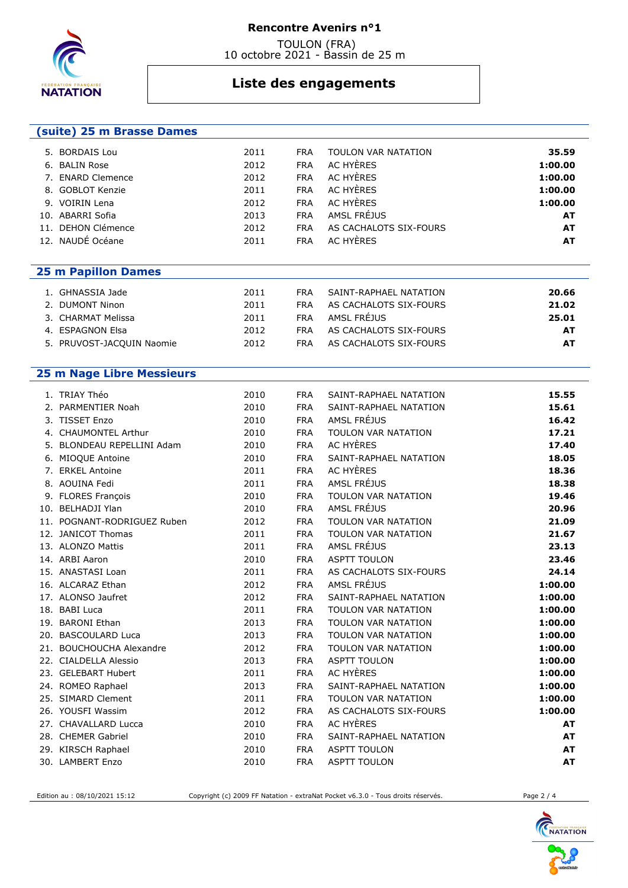# Rencontre Avenirs n°1

TOULON (FRA)
10 octobre 2021 - Bassin de 25 m

## Liste des engagements

### (suite) 25 m Brasse Dames

| | Nom | Année | Nat. | Club | Temps |
|---|---|---|---|---|---|
| 5. | BORDAIS Lou | 2011 | FRA | TOULON VAR NATATION | **35.59** |
| 6. | BALIN Rose | 2012 | FRA | AC HYÈRES | **1:00.00** |
| 7. | ENARD Clemence | 2012 | FRA | AC HYÈRES | **1:00.00** |
| 8. | GOBLOT Kenzie | 2011 | FRA | AC HYÈRES | **1:00.00** |
| 9. | VOIRIN Lena | 2012 | FRA | AC HYÈRES | **1:00.00** |
| 10. | ABARRI Sofia | 2013 | FRA | AMSL FRÉJUS | **AT** |
| 11. | DEHON Clémence | 2012 | FRA | AS CACHALOTS SIX-FOURS | **AT** |
| 12. | NAUDÉ Océane | 2011 | FRA | AC HYÈRES | **AT** |

### 25 m Papillon Dames

| | Nom | Année | Nat. | Club | Temps |
|---|---|---|---|---|---|
| 1. | GHNASSIA Jade | 2011 | FRA | SAINT-RAPHAEL NATATION | **20.66** |
| 2. | DUMONT Ninon | 2011 | FRA | AS CACHALOTS SIX-FOURS | **21.02** |
| 3. | CHARMAT Melissa | 2011 | FRA | AMSL FRÉJUS | **25.01** |
| 4. | ESPAGNON Elsa | 2012 | FRA | AS CACHALOTS SIX-FOURS | **AT** |
| 5. | PRUVOST-JACQUIN Naomie | 2012 | FRA | AS CACHALOTS SIX-FOURS | **AT** |

### 25 m Nage Libre Messieurs

| | Nom | Année | Nat. | Club | Temps |
|---|---|---|---|---|---|
| 1. | TRIAY Théo | 2010 | FRA | SAINT-RAPHAEL NATATION | **15.55** |
| 2. | PARMENTIER Noah | 2010 | FRA | SAINT-RAPHAEL NATATION | **15.61** |
| 3. | TISSET Enzo | 2010 | FRA | AMSL FRÉJUS | **16.42** |
| 4. | CHAUMONTEL Arthur | 2010 | FRA | TOULON VAR NATATION | **17.21** |
| 5. | BLONDEAU REPELLINI Adam | 2010 | FRA | AC HYÈRES | **17.40** |
| 6. | MIOQUE Antoine | 2010 | FRA | SAINT-RAPHAEL NATATION | **18.05** |
| 7. | ERKEL Antoine | 2011 | FRA | AC HYÈRES | **18.36** |
| 8. | AOUINA Fedi | 2011 | FRA | AMSL FRÉJUS | **18.38** |
| 9. | FLORES François | 2010 | FRA | TOULON VAR NATATION | **19.46** |
| 10. | BELHADJI Ylan | 2010 | FRA | AMSL FRÉJUS | **20.96** |
| 11. | POGNANT-RODRIGUEZ Ruben | 2012 | FRA | TOULON VAR NATATION | **21.09** |
| 12. | JANICOT Thomas | 2011 | FRA | TOULON VAR NATATION | **21.67** |
| 13. | ALONZO Mattis | 2011 | FRA | AMSL FRÉJUS | **23.13** |
| 14. | ARBI Aaron | 2010 | FRA | ASPTT TOULON | **23.46** |
| 15. | ANASTASI Loan | 2011 | FRA | AS CACHALOTS SIX-FOURS | **24.14** |
| 16. | ALCARAZ Ethan | 2012 | FRA | AMSL FRÉJUS | **1:00.00** |
| 17. | ALONSO Jaufret | 2012 | FRA | SAINT-RAPHAEL NATATION | **1:00.00** |
| 18. | BABI Luca | 2011 | FRA | TOULON VAR NATATION | **1:00.00** |
| 19. | BARONI Ethan | 2013 | FRA | TOULON VAR NATATION | **1:00.00** |
| 20. | BASCOULARD Luca | 2013 | FRA | TOULON VAR NATATION | **1:00.00** |
| 21. | BOUCHOUCHA Alexandre | 2012 | FRA | TOULON VAR NATATION | **1:00.00** |
| 22. | CIALDELLA Alessio | 2013 | FRA | ASPTT TOULON | **1:00.00** |
| 23. | GELEBART Hubert | 2011 | FRA | AC HYÈRES | **1:00.00** |
| 24. | ROMEO Raphael | 2013 | FRA | SAINT-RAPHAEL NATATION | **1:00.00** |
| 25. | SIMARD Clement | 2011 | FRA | TOULON VAR NATATION | **1:00.00** |
| 26. | YOUSFI Wassim | 2012 | FRA | AS CACHALOTS SIX-FOURS | **1:00.00** |
| 27. | CHAVALLARD Lucca | 2010 | FRA | AC HYÈRES | **AT** |
| 28. | CHEMER Gabriel | 2010 | FRA | SAINT-RAPHAEL NATATION | **AT** |
| 29. | KIRSCH Raphael | 2010 | FRA | ASPTT TOULON | **AT** |
| 30. | LAMBERT Enzo | 2010 | FRA | ASPTT TOULON | **AT** |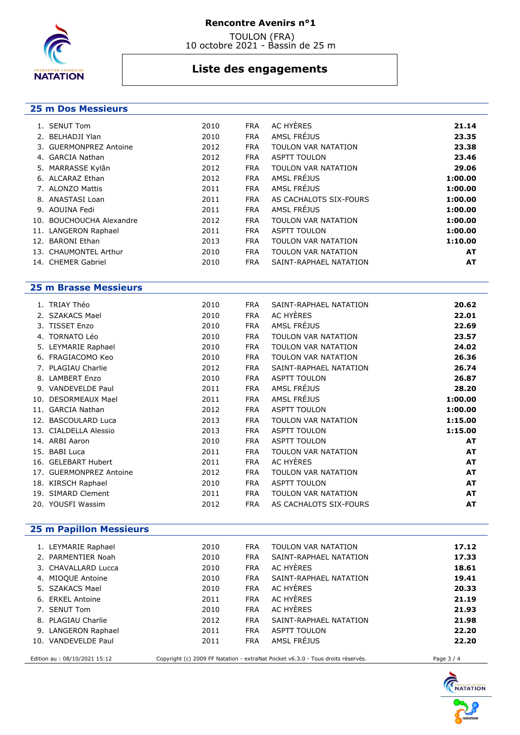# Rencontre Avenirs n°1

TOULON (FRA)
10 octobre 2021 - Bassin de 25 m

## Liste des engagements

### 25 m Dos Messieurs

| | Nom | Année | Nat. | Club | Temps |
|---|---|---|---|---|---|
| 1. | SENUT Tom | 2010 | FRA | AC HYÈRES | **21.14** |
| 2. | BELHADJI Ylan | 2010 | FRA | AMSL FRÉJUS | **23.35** |
| 3. | GUERMONPREZ Antoine | 2012 | FRA | TOULON VAR NATATION | **23.38** |
| 4. | GARCIA Nathan | 2012 | FRA | ASPTT TOULON | **23.46** |
| 5. | MARRASSE Kylân | 2012 | FRA | TOULON VAR NATATION | **29.06** |
| 6. | ALCARAZ Ethan | 2012 | FRA | AMSL FRÉJUS | **1:00.00** |
| 7. | ALONZO Mattis | 2011 | FRA | AMSL FRÉJUS | **1:00.00** |
| 8. | ANASTASI Loan | 2011 | FRA | AS CACHALOTS SIX-FOURS | **1:00.00** |
| 9. | AOUINA Fedi | 2011 | FRA | AMSL FRÉJUS | **1:00.00** |
| 10. | BOUCHOUCHA Alexandre | 2012 | FRA | TOULON VAR NATATION | **1:00.00** |
| 11. | LANGERON Raphael | 2011 | FRA | ASPTT TOULON | **1:00.00** |
| 12. | BARONI Ethan | 2013 | FRA | TOULON VAR NATATION | **1:10.00** |
| 13. | CHAUMONTEL Arthur | 2010 | FRA | TOULON VAR NATATION | **AT** |
| 14. | CHEMER Gabriel | 2010 | FRA | SAINT-RAPHAEL NATATION | **AT** |

### 25 m Brasse Messieurs

| | Nom | Année | Nat. | Club | Temps |
|---|---|---|---|---|---|
| 1. | TRIAY Théo | 2010 | FRA | SAINT-RAPHAEL NATATION | **20.62** |
| 2. | SZAKACS Mael | 2010 | FRA | AC HYÈRES | **22.01** |
| 3. | TISSET Enzo | 2010 | FRA | AMSL FRÉJUS | **22.69** |
| 4. | TORNATO Léo | 2010 | FRA | TOULON VAR NATATION | **23.57** |
| 5. | LEYMARIE Raphael | 2010 | FRA | TOULON VAR NATATION | **24.02** |
| 6. | FRAGIACOMO Keo | 2010 | FRA | TOULON VAR NATATION | **26.36** |
| 7. | PLAGIAU Charlie | 2012 | FRA | SAINT-RAPHAEL NATATION | **26.74** |
| 8. | LAMBERT Enzo | 2010 | FRA | ASPTT TOULON | **26.87** |
| 9. | VANDEVELDE Paul | 2011 | FRA | AMSL FRÉJUS | **28.20** |
| 10. | DESORMEAUX Mael | 2011 | FRA | AMSL FRÉJUS | **1:00.00** |
| 11. | GARCIA Nathan | 2012 | FRA | ASPTT TOULON | **1:00.00** |
| 12. | BASCOULARD Luca | 2013 | FRA | TOULON VAR NATATION | **1:15.00** |
| 13. | CIALDELLA Alessio | 2013 | FRA | ASPTT TOULON | **1:15.00** |
| 14. | ARBI Aaron | 2010 | FRA | ASPTT TOULON | **AT** |
| 15. | BABI Luca | 2011 | FRA | TOULON VAR NATATION | **AT** |
| 16. | GELEBART Hubert | 2011 | FRA | AC HYÈRES | **AT** |
| 17. | GUERMONPREZ Antoine | 2012 | FRA | TOULON VAR NATATION | **AT** |
| 18. | KIRSCH Raphael | 2010 | FRA | ASPTT TOULON | **AT** |
| 19. | SIMARD Clement | 2011 | FRA | TOULON VAR NATATION | **AT** |
| 20. | YOUSFI Wassim | 2012 | FRA | AS CACHALOTS SIX-FOURS | **AT** |

### 25 m Papillon Messieurs

| | Nom | Année | Nat. | Club | Temps |
|---|---|---|---|---|---|
| 1. | LEYMARIE Raphael | 2010 | FRA | TOULON VAR NATATION | **17.12** |
| 2. | PARMENTIER Noah | 2010 | FRA | SAINT-RAPHAEL NATATION | **17.33** |
| 3. | CHAVALLARD Lucca | 2010 | FRA | AC HYÈRES | **18.61** |
| 4. | MIOQUE Antoine | 2010 | FRA | SAINT-RAPHAEL NATATION | **19.41** |
| 5. | SZAKACS Mael | 2010 | FRA | AC HYÈRES | **20.33** |
| 6. | ERKEL Antoine | 2011 | FRA | AC HYÈRES | **21.19** |
| 7. | SENUT Tom | 2010 | FRA | AC HYÈRES | **21.93** |
| 8. | PLAGIAU Charlie | 2012 | FRA | SAINT-RAPHAEL NATATION | **21.98** |
| 9. | LANGERON Raphael | 2011 | FRA | ASPTT TOULON | **22.20** |
| 10. | VANDEVELDE Paul | 2011 | FRA | AMSL FRÉJUS | **22.20** |

Edition au : 08/10/2021 15:12 — Copyright (c) 2009 FF Natation - extraNat Pocket v6.3.0 - Tous droits réservés.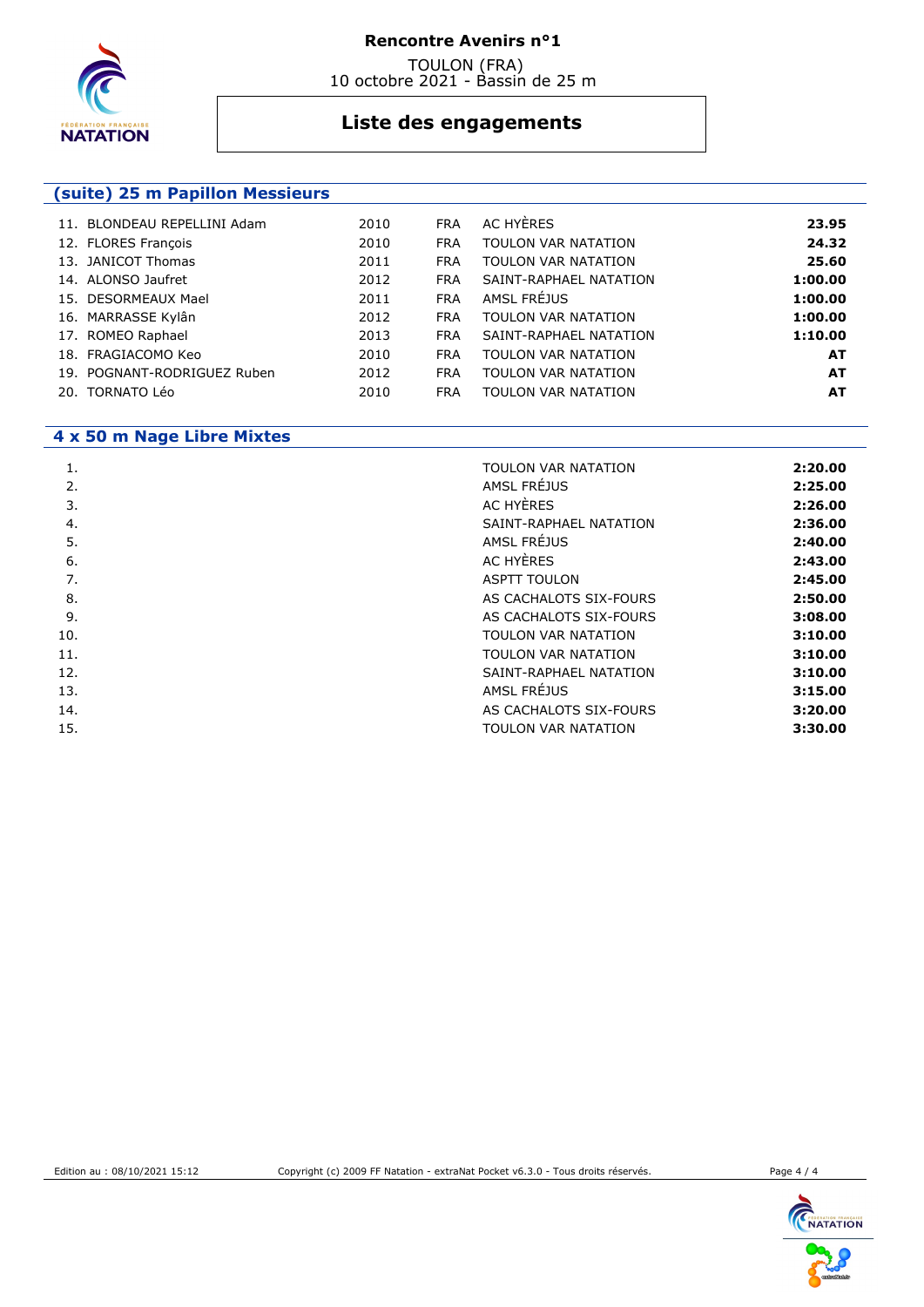# Rencontre Avenirs n°1

TOULON (FRA)
10 octobre 2021 - Bassin de 25 m

## Liste des engagements

### (suite) 25 m Papillon Messieurs

| | | | | | |
|---|---|---|---|---|---|
| 11. | BLONDEAU REPELLINI Adam | 2010 | FRA | AC HYÈRES | **23.95** |
| 12. | FLORES François | 2010 | FRA | TOULON VAR NATATION | **24.32** |
| 13. | JANICOT Thomas | 2011 | FRA | TOULON VAR NATATION | **25.60** |
| 14. | ALONSO Jaufret | 2012 | FRA | SAINT-RAPHAEL NATATION | **1:00.00** |
| 15. | DESORMEAUX Mael | 2011 | FRA | AMSL FRÉJUS | **1:00.00** |
| 16. | MARRASSE Kylân | 2012 | FRA | TOULON VAR NATATION | **1:00.00** |
| 17. | ROMEO Raphael | 2013 | FRA | SAINT-RAPHAEL NATATION | **1:10.00** |
| 18. | FRAGIACOMO Keo | 2010 | FRA | TOULON VAR NATATION | **AT** |
| 19. | POGNANT-RODRIGUEZ Ruben | 2012 | FRA | TOULON VAR NATATION | **AT** |
| 20. | TORNATO Léo | 2010 | FRA | TOULON VAR NATATION | **AT** |

### 4 x 50 m Nage Libre Mixtes

| | | |
|---|---|---|
| 1. | TOULON VAR NATATION | **2:20.00** |
| 2. | AMSL FRÉJUS | **2:25.00** |
| 3. | AC HYÈRES | **2:26.00** |
| 4. | SAINT-RAPHAEL NATATION | **2:36.00** |
| 5. | AMSL FRÉJUS | **2:40.00** |
| 6. | AC HYÈRES | **2:43.00** |
| 7. | ASPTT TOULON | **2:45.00** |
| 8. | AS CACHALOTS SIX-FOURS | **2:50.00** |
| 9. | AS CACHALOTS SIX-FOURS | **3:08.00** |
| 10. | TOULON VAR NATATION | **3:10.00** |
| 11. | TOULON VAR NATATION | **3:10.00** |
| 12. | SAINT-RAPHAEL NATATION | **3:10.00** |
| 13. | AMSL FRÉJUS | **3:15.00** |
| 14. | AS CACHALOTS SIX-FOURS | **3:20.00** |
| 15. | TOULON VAR NATATION | **3:30.00** |

Edition au : 08/10/2021 15:12 Copyright (c) 2009 FF Natation - extraNat Pocket v6.3.0 - Tous droits réservés.